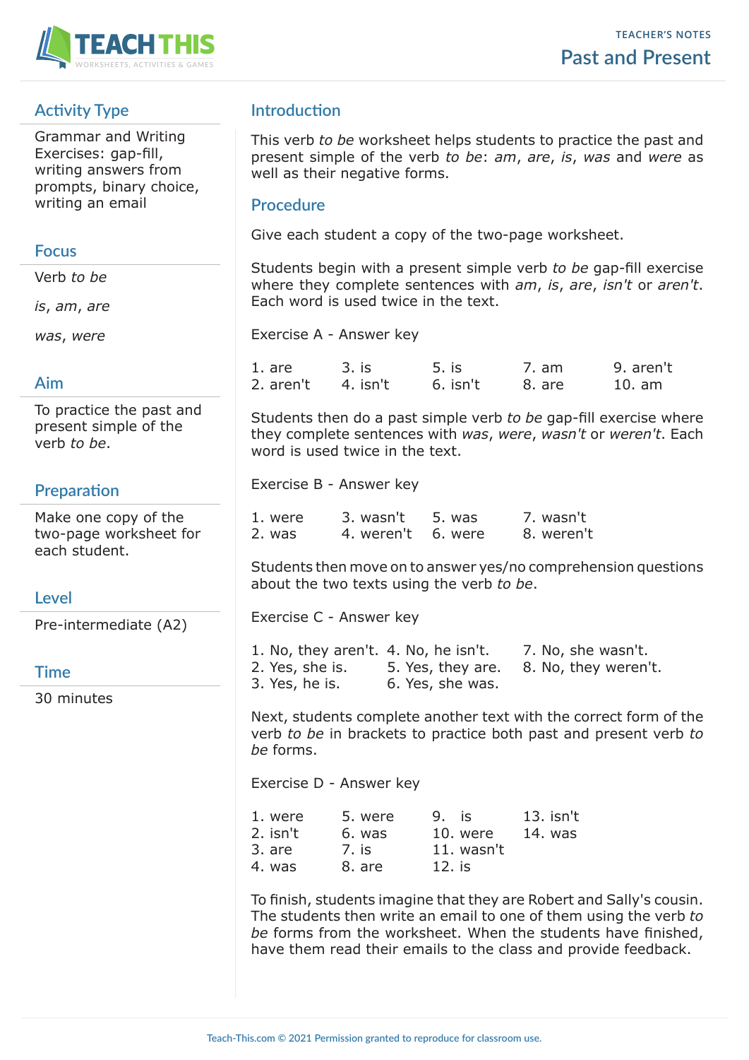TEACHER'S NOTES

# Past and Present

## Activity Type

Grammar and Writing Exercises: gap-fill, writing answers from prompts, binary choice, writing an email

## Focus

Verb *to be*

*is*, *am*, *are*

*was*, *were*

## Aim

To practice the past and present simple of the verb *to be*.

## Preparation

Make one copy of the two-page worksheet for each student.

## Level

Pre-intermediate (A2)

## Time

30 minutes

## Introduction

This verb *to be* worksheet helps students to practice the past and present simple of the verb *to be*: *am*, *are*, *is*, *was* and *were* as well as their negative forms.

## Procedure

Give each student a copy of the two-page worksheet.

Students begin with a present simple verb *to be* gap-fill exercise where they complete sentences with *am*, *is*, *are*, *isn't* or *aren't*. Each word is used twice in the text.

Exercise A - Answer key

1. are
2. aren't
3. is
4. isn't
5. is
6. isn't
7. am
8. are
9. aren't
10. am

Students then do a past simple verb *to be* gap-fill exercise where they complete sentences with *was*, *were*, *wasn't* or *weren't*. Each word is used twice in the text.

Exercise B - Answer key

1. were
2. was
3. wasn't
4. weren't
5. was
6. were
7. wasn't
8. weren't

Students then move on to answer yes/no comprehension questions about the two texts using the verb *to be*.

Exercise C - Answer key

1. No, they aren't.
2. Yes, she is.
3. Yes, he is.
4. No, he isn't.
5. Yes, they are.
6. Yes, she was.
7. No, she wasn't.
8. No, they weren't.

Next, students complete another text with the correct form of the verb *to be* in brackets to practice both past and present verb *to be* forms.

Exercise D - Answer key

1. were
2. isn't
3. are
4. was
5. were
6. was
7. is
8. are
9. is
10. were
11. wasn't
12. is
13. isn't
14. was

To finish, students imagine that they are Robert and Sally's cousin. The students then write an email to one of them using the verb *to be* forms from the worksheet. When the students have finished, have them read their emails to the class and provide feedback.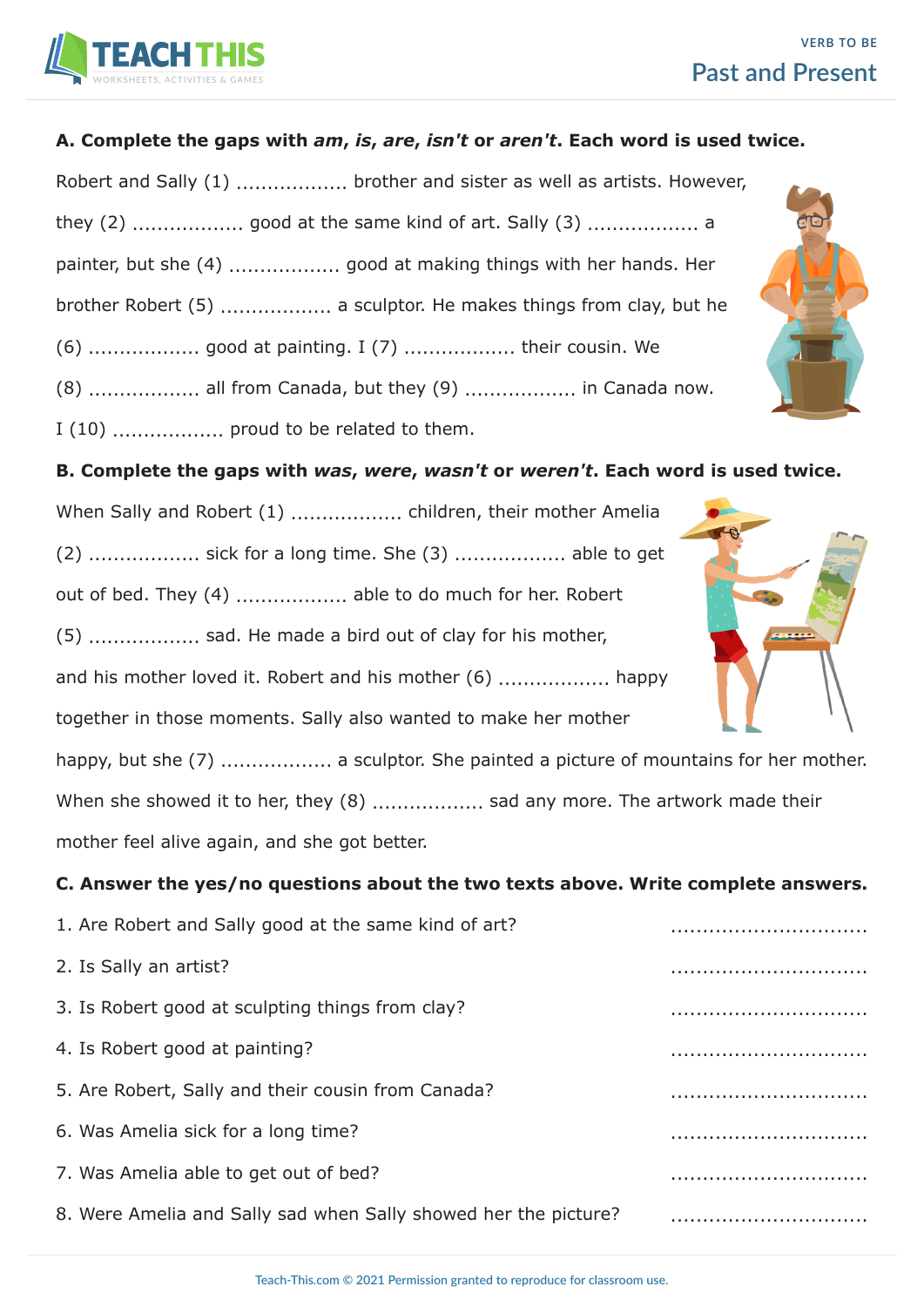**A. Complete the gaps with *am*, *is*, *are*, *isn't* or *aren't*. Each word is used twice.**

Robert and Sally (1) .................. brother and sister as well as artists. However, they (2) .................. good at the same kind of art. Sally (3) .................. a painter, but she (4) .................. good at making things with her hands. Her brother Robert (5) .................. a sculptor. He makes things from clay, but he (6) .................. good at painting. I (7) .................. their cousin. We (8) .................. all from Canada, but they (9) .................. in Canada now. I (10) .................. proud to be related to them.

**B. Complete the gaps with *was*, *were*, *wasn't* or *weren't*. Each word is used twice.**

When Sally and Robert (1) .................. children, their mother Amelia (2) .................. sick for a long time. She (3) .................. able to get out of bed. They (4) .................. able to do much for her. Robert (5) .................. sad. He made a bird out of clay for his mother, and his mother loved it. Robert and his mother (6) .................. happy together in those moments. Sally also wanted to make her mother happy, but she (7) .................. a sculptor. She painted a picture of mountains for her mother. When she showed it to her, they (8) .................. sad any more. The artwork made their mother feel alive again, and she got better.

**C. Answer the yes/no questions about the two texts above. Write complete answers.**

1. Are Robert and Sally good at the same kind of art? ...............................
2. Is Sally an artist? ...............................
3. Is Robert good at sculpting things from clay? ...............................
4. Is Robert good at painting? ...............................
5. Are Robert, Sally and their cousin from Canada? ...............................
6. Was Amelia sick for a long time? ...............................
7. Was Amelia able to get out of bed? ...............................
8. Were Amelia and Sally sad when Sally showed her the picture? ...............................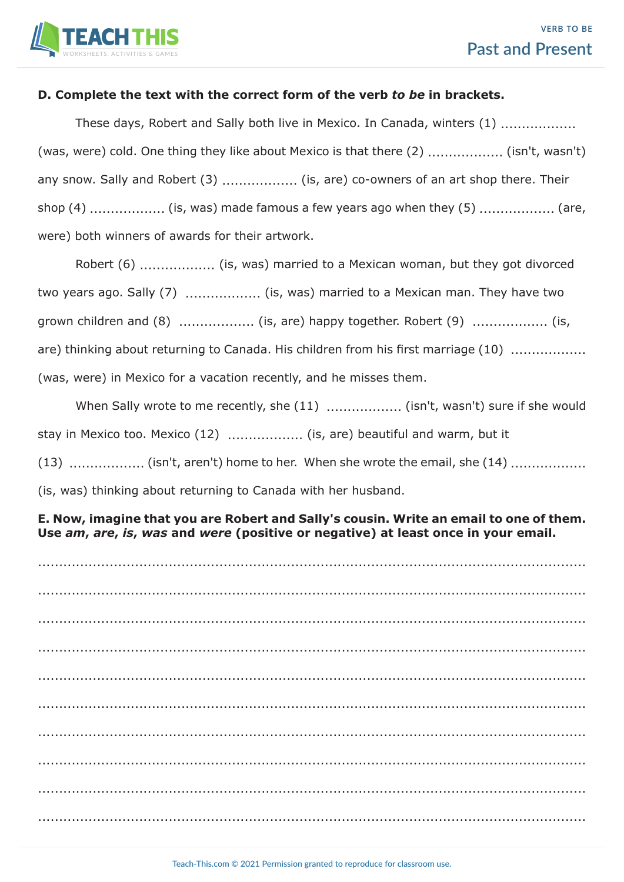**D. Complete the text with the correct form of the verb *to be* in brackets.**

These days, Robert and Sally both live in Mexico. In Canada, winters (1) .................. (was, were) cold. One thing they like about Mexico is that there (2) .................. (isn't, wasn't) any snow. Sally and Robert (3) .................. (is, are) co-owners of an art shop there. Their shop (4) .................. (is, was) made famous a few years ago when they (5) .................. (are, were) both winners of awards for their artwork.

Robert (6) .................. (is, was) married to a Mexican woman, but they got divorced two years ago. Sally (7) .................. (is, was) married to a Mexican man. They have two grown children and (8) .................. (is, are) happy together. Robert (9) .................. (is, are) thinking about returning to Canada. His children from his first marriage (10) .................. (was, were) in Mexico for a vacation recently, and he misses them.

When Sally wrote to me recently, she (11) .................. (isn't, wasn't) sure if she would stay in Mexico too. Mexico (12) .................. (is, are) beautiful and warm, but it (13) .................. (isn't, aren't) home to her. When she wrote the email, she (14) .................. (is, was) thinking about returning to Canada with her husband.

**E. Now, imagine that you are Robert and Sally's cousin. Write an email to one of them. Use *am*, *are*, *is*, *was* and *were* (positive or negative) at least once in your email.**

..........................................................................................................................

..........................................................................................................................

..........................................................................................................................

..........................................................................................................................

..........................................................................................................................

..........................................................................................................................

..........................................................................................................................

..........................................................................................................................

..........................................................................................................................

..........................................................................................................................